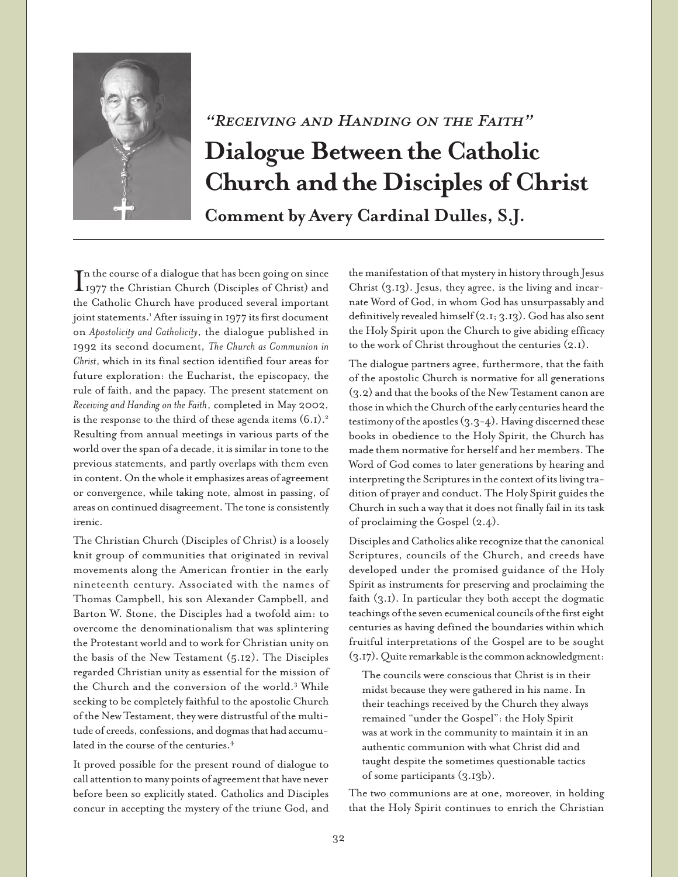*"Receiving and Handing on the Faith"*

# Dialogue Between the Catholic Church and the Disciples of Christ

## Comment by Avery Cardinal Dulles, S.J.

In the course of a dialogue that has been going on since 1977 the Christian Church (Disciples of Christ) and the Catholic Church have produced several important joint statements.[1] After issuing in 1977 its first document on *Apostolicity and Catholicity*, the dialogue published in 1992 its second document, *The Church as Communion in Christ*, which in its final section identified four areas for future exploration: the Eucharist, the episcopacy, the rule of faith, and the papacy. The present statement on *Receiving and Handing on the Faith*, completed in May 2002, is the response to the third of these agenda items (6.1).[2] Resulting from annual meetings in various parts of the world over the span of a decade, it is similar in tone to the previous statements, and partly overlaps with them even in content. On the whole it emphasizes areas of agreement or convergence, while taking note, almost in passing, of areas on continued disagreement. The tone is consistently irenic.

The Christian Church (Disciples of Christ) is a loosely knit group of communities that originated in revival movements along the American frontier in the early nineteenth century. Associated with the names of Thomas Campbell, his son Alexander Campbell, and Barton W. Stone, the Disciples had a twofold aim: to overcome the denominationalism that was splintering the Protestant world and to work for Christian unity on the basis of the New Testament (5.12). The Disciples regarded Christian unity as essential for the mission of the Church and the conversion of the world.[3] While seeking to be completely faithful to the apostolic Church of the New Testament, they were distrustful of the multitude of creeds, confessions, and dogmas that had accumulated in the course of the centuries.[4]

It proved possible for the present round of dialogue to call attention to many points of agreement that have never before been so explicitly stated. Catholics and Disciples concur in accepting the mystery of the triune God, and the manifestation of that mystery in history through Jesus Christ (3.13). Jesus, they agree, is the living and incarnate Word of God, in whom God has unsurpassably and definitively revealed himself (2.1; 3.13). God has also sent the Holy Spirit upon the Church to give abiding efficacy to the work of Christ throughout the centuries (2.1).

The dialogue partners agree, furthermore, that the faith of the apostolic Church is normative for all generations (3.2) and that the books of the New Testament canon are those in which the Church of the early centuries heard the testimony of the apostles (3.3-4). Having discerned these books in obedience to the Holy Spirit, the Church has made them normative for herself and her members. The Word of God comes to later generations by hearing and interpreting the Scriptures in the context of its living tradition of prayer and conduct. The Holy Spirit guides the Church in such a way that it does not finally fail in its task of proclaiming the Gospel (2.4).

Disciples and Catholics alike recognize that the canonical Scriptures, councils of the Church, and creeds have developed under the promised guidance of the Holy Spirit as instruments for preserving and proclaiming the faith (3.1). In particular they both accept the dogmatic teachings of the seven ecumenical councils of the first eight centuries as having defined the boundaries within which fruitful interpretations of the Gospel are to be sought (3.17). Quite remarkable is the common acknowledgment:

> The councils were conscious that Christ is in their midst because they were gathered in his name. In their teachings received by the Church they always remained "under the Gospel": the Holy Spirit was at work in the community to maintain it in an authentic communion with what Christ did and taught despite the sometimes questionable tactics of some participants (3.13b).

The two communions are at one, moreover, in holding that the Holy Spirit continues to enrich the Christian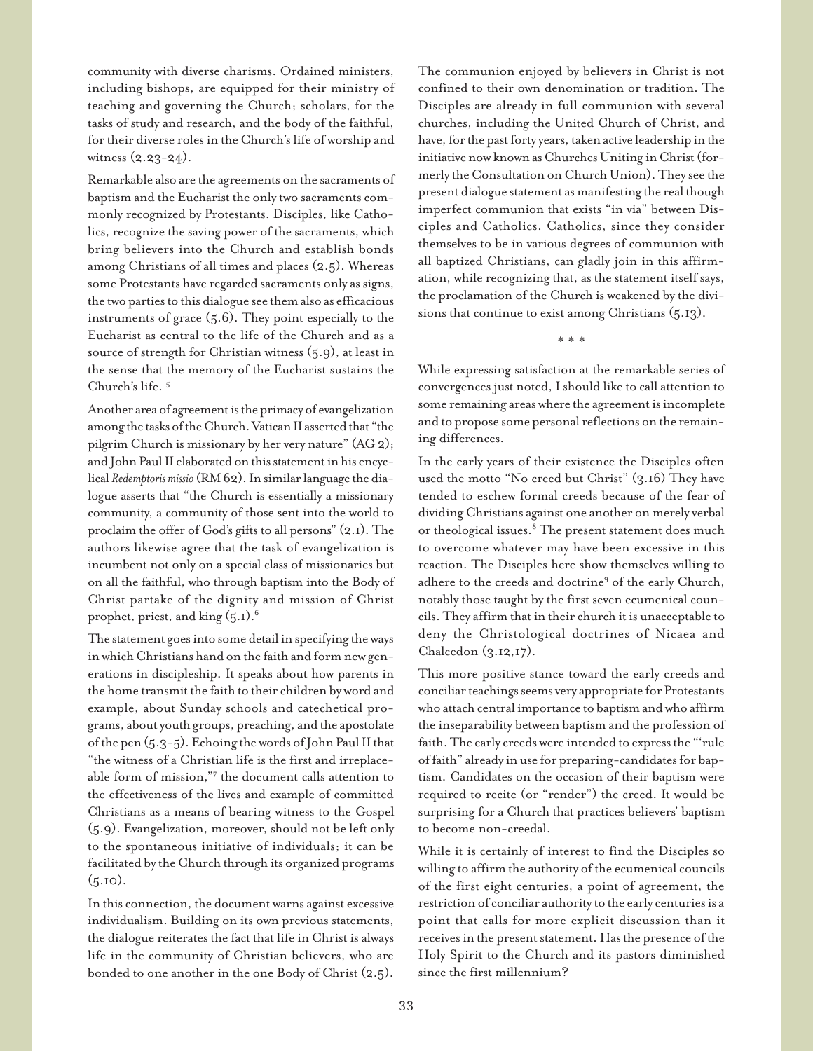community with diverse charisms. Ordained ministers, including bishops, are equipped for their ministry of teaching and governing the Church; scholars, for the tasks of study and research, and the body of the faithful, for their diverse roles in the Church's life of worship and witness (2.23-24).

Remarkable also are the agreements on the sacraments of baptism and the Eucharist the only two sacraments commonly recognized by Protestants. Disciples, like Catholics, recognize the saving power of the sacraments, which bring believers into the Church and establish bonds among Christians of all times and places (2.5). Whereas some Protestants have regarded sacraments only as signs, the two parties to this dialogue see them also as efficacious instruments of grace (5.6). They point especially to the Eucharist as central to the life of the Church and as a source of strength for Christian witness (5.9), at least in the sense that the memory of the Eucharist sustains the Church's life. [5]

Another area of agreement is the primacy of evangelization among the tasks of the Church. Vatican II asserted that "the pilgrim Church is missionary by her very nature" (AG 2); and John Paul II elaborated on this statement in his encyclical *Redemptoris missio* (RM 62). In similar language the dialogue asserts that "the Church is essentially a missionary community, a community of those sent into the world to proclaim the offer of God's gifts to all persons" (2.1). The authors likewise agree that the task of evangelization is incumbent not only on a special class of missionaries but on all the faithful, who through baptism into the Body of Christ partake of the dignity and mission of Christ prophet, priest, and king (5.1).[6]

The statement goes into some detail in specifying the ways in which Christians hand on the faith and form new generations in discipleship. It speaks about how parents in the home transmit the faith to their children by word and example, about Sunday schools and catechetical programs, about youth groups, preaching, and the apostolate of the pen (5.3-5). Echoing the words of John Paul II that "the witness of a Christian life is the first and irreplaceable form of mission,"[7] the document calls attention to the effectiveness of the lives and example of committed Christians as a means of bearing witness to the Gospel (5.9). Evangelization, moreover, should not be left only to the spontaneous initiative of individuals; it can be facilitated by the Church through its organized programs (5.10).

In this connection, the document warns against excessive individualism. Building on its own previous statements, the dialogue reiterates the fact that life in Christ is always life in the community of Christian believers, who are bonded to one another in the one Body of Christ (2.5).

The communion enjoyed by believers in Christ is not confined to their own denomination or tradition. The Disciples are already in full communion with several churches, including the United Church of Christ, and have, for the past forty years, taken active leadership in the initiative now known as Churches Uniting in Christ (formerly the Consultation on Church Union). They see the present dialogue statement as manifesting the real though imperfect communion that exists "in via" between Disciples and Catholics. Catholics, since they consider themselves to be in various degrees of communion with all baptized Christians, can gladly join in this affirmation, while recognizing that, as the statement itself says, the proclamation of the Church is weakened by the divisions that continue to exist among Christians (5.13).

* * *

While expressing satisfaction at the remarkable series of convergences just noted, I should like to call attention to some remaining areas where the agreement is incomplete and to propose some personal reflections on the remaining differences.

In the early years of their existence the Disciples often used the motto "No creed but Christ" (3.16) They have tended to eschew formal creeds because of the fear of dividing Christians against one another on merely verbal or theological issues.[8] The present statement does much to overcome whatever may have been excessive in this reaction. The Disciples here show themselves willing to adhere to the creeds and doctrine[9] of the early Church, notably those taught by the first seven ecumenical councils. They affirm that in their church it is unacceptable to deny the Christological doctrines of Nicaea and Chalcedon (3.12,17).

This more positive stance toward the early creeds and conciliar teachings seems very appropriate for Protestants who attach central importance to baptism and who affirm the inseparability between baptism and the profession of faith. The early creeds were intended to express the "'rule of faith" already in use for preparing-candidates for baptism. Candidates on the occasion of their baptism were required to recite (or "render") the creed. It would be surprising for a Church that practices believers' baptism to become non-creedal.

While it is certainly of interest to find the Disciples so willing to affirm the authority of the ecumenical councils of the first eight centuries, a point of agreement, the restriction of conciliar authority to the early centuries is a point that calls for more explicit discussion than it receives in the present statement. Has the presence of the Holy Spirit to the Church and its pastors diminished since the first millennium?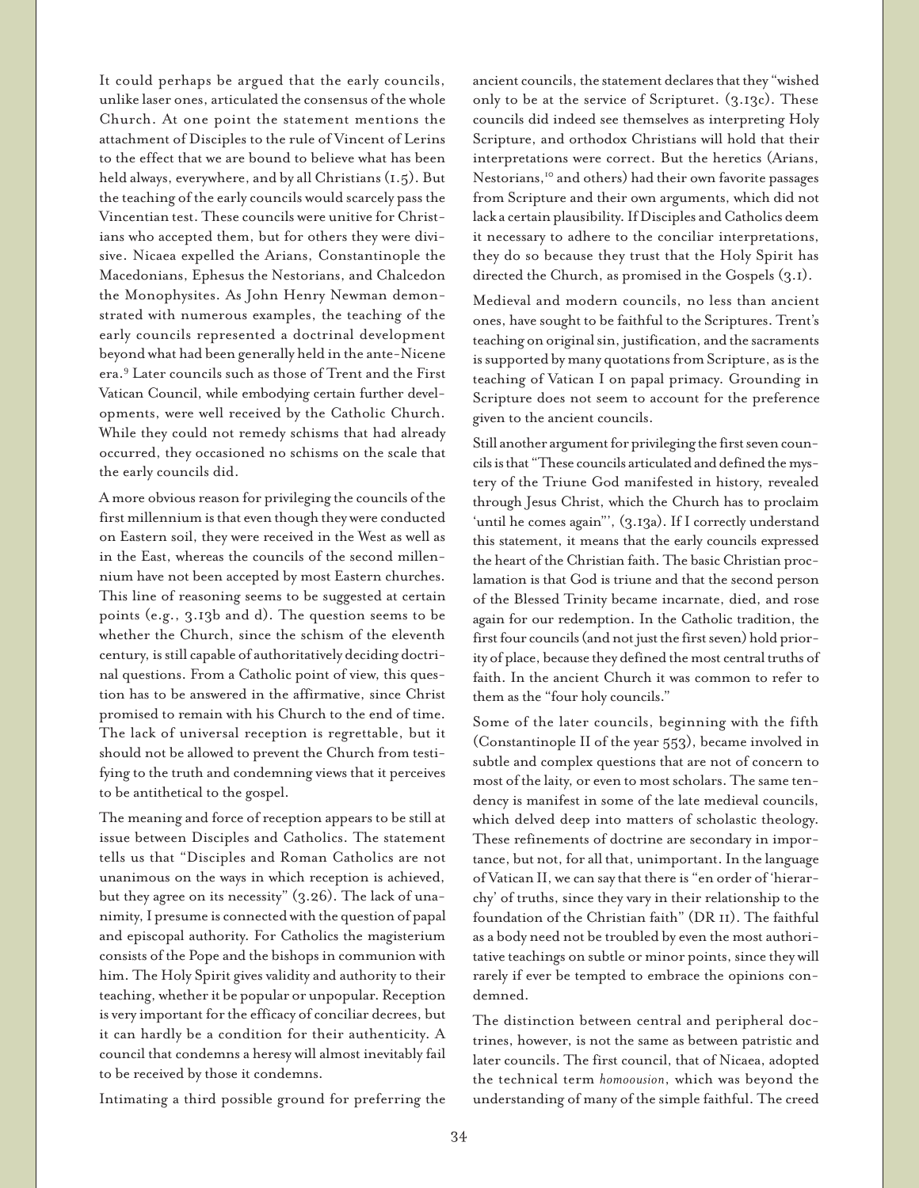It could perhaps be argued that the early councils, unlike laser ones, articulated the consensus of the whole Church. At one point the statement mentions the attachment of Disciples to the rule of Vincent of Lerins to the effect that we are bound to believe what has been held always, everywhere, and by all Christians (1.5). But the teaching of the early councils would scarcely pass the Vincentian test. These councils were unitive for Christians who accepted them, but for others they were divisive. Nicaea expelled the Arians, Constantinople the Macedonians, Ephesus the Nestorians, and Chalcedon the Monophysites. As John Henry Newman demonstrated with numerous examples, the teaching of the early councils represented a doctrinal development beyond what had been generally held in the ante-Nicene era.[9] Later councils such as those of Trent and the First Vatican Council, while embodying certain further developments, were well received by the Catholic Church. While they could not remedy schisms that had already occurred, they occasioned no schisms on the scale that the early councils did.

A more obvious reason for privileging the councils of the first millennium is that even though they were conducted on Eastern soil, they were received in the West as well as in the East, whereas the councils of the second millennium have not been accepted by most Eastern churches. This line of reasoning seems to be suggested at certain points (e.g., 3.13b and d). The question seems to be whether the Church, since the schism of the eleventh century, is still capable of authoritatively deciding doctrinal questions. From a Catholic point of view, this question has to be answered in the affirmative, since Christ promised to remain with his Church to the end of time. The lack of universal reception is regrettable, but it should not be allowed to prevent the Church from testifying to the truth and condemning views that it perceives to be antithetical to the gospel.

The meaning and force of reception appears to be still at issue between Disciples and Catholics. The statement tells us that "Disciples and Roman Catholics are not unanimous on the ways in which reception is achieved, but they agree on its necessity" (3.26). The lack of unanimity, I presume is connected with the question of papal and episcopal authority. For Catholics the magisterium consists of the Pope and the bishops in communion with him. The Holy Spirit gives validity and authority to their teaching, whether it be popular or unpopular. Reception is very important for the efficacy of conciliar decrees, but it can hardly be a condition for their authenticity. A council that condemns a heresy will almost inevitably fail to be received by those it condemns.

Intimating a third possible ground for preferring the ancient councils, the statement declares that they "wished only to be at the service of Scripturet. (3.13c). These councils did indeed see themselves as interpreting Holy Scripture, and orthodox Christians will hold that their interpretations were correct. But the heretics (Arians, Nestorians,[10] and others) had their own favorite passages from Scripture and their own arguments, which did not lack a certain plausibility. If Disciples and Catholics deem it necessary to adhere to the conciliar interpretations, they do so because they trust that the Holy Spirit has directed the Church, as promised in the Gospels (3.1).

Medieval and modern councils, no less than ancient ones, have sought to be faithful to the Scriptures. Trent's teaching on original sin, justification, and the sacraments is supported by many quotations from Scripture, as is the teaching of Vatican I on papal primacy. Grounding in Scripture does not seem to account for the preference given to the ancient councils.

Still another argument for privileging the first seven councils is that "These councils articulated and defined the mystery of the Triune God manifested in history, revealed through Jesus Christ, which the Church has to proclaim 'until he comes again"', (3.13a). If I correctly understand this statement, it means that the early councils expressed the heart of the Christian faith. The basic Christian proclamation is that God is triune and that the second person of the Blessed Trinity became incarnate, died, and rose again for our redemption. In the Catholic tradition, the first four councils (and not just the first seven) hold priority of place, because they defined the most central truths of faith. In the ancient Church it was common to refer to them as the "four holy councils."

Some of the later councils, beginning with the fifth (Constantinople II of the year 553), became involved in subtle and complex questions that are not of concern to most of the laity, or even to most scholars. The same tendency is manifest in some of the late medieval councils, which delved deep into matters of scholastic theology. These refinements of doctrine are secondary in importance, but not, for all that, unimportant. In the language of Vatican II, we can say that there is "en order of 'hierarchy' of truths, since they vary in their relationship to the foundation of the Christian faith" (DR 11). The faithful as a body need not be troubled by even the most authoritative teachings on subtle or minor points, since they will rarely if ever be tempted to embrace the opinions condemned.

The distinction between central and peripheral doctrines, however, is not the same as between patristic and later councils. The first council, that of Nicaea, adopted the technical term *homoousion*, which was beyond the understanding of many of the simple faithful. The creed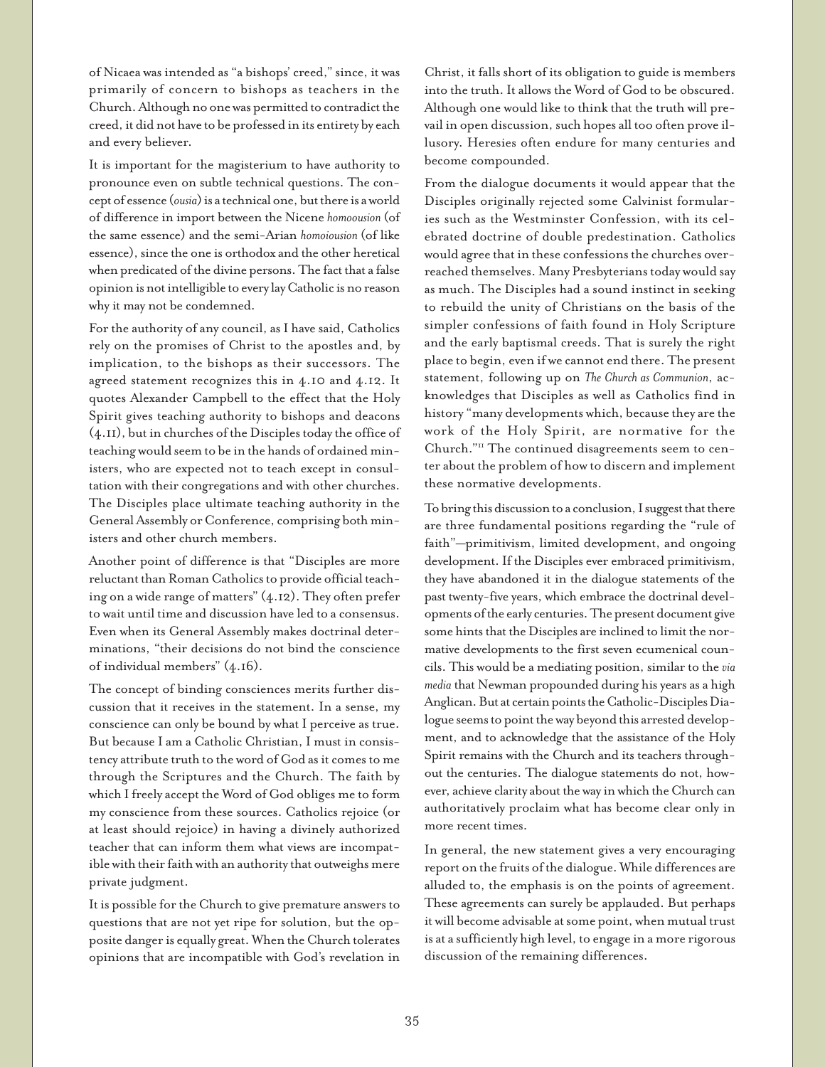of Nicaea was intended as "a bishops' creed," since, it was primarily of concern to bishops as teachers in the Church. Although no one was permitted to contradict the creed, it did not have to be professed in its entirety by each and every believer.

It is important for the magisterium to have authority to pronounce even on subtle technical questions. The concept of essence (*ousia*) is a technical one, but there is a world of difference in import between the Nicene *homoousion* (of the same essence) and the semi-Arian *homoiousion* (of like essence), since the one is orthodox and the other heretical when predicated of the divine persons. The fact that a false opinion is not intelligible to every lay Catholic is no reason why it may not be condemned.

For the authority of any council, as I have said, Catholics rely on the promises of Christ to the apostles and, by implication, to the bishops as their successors. The agreed statement recognizes this in 4.10 and 4.12. It quotes Alexander Campbell to the effect that the Holy Spirit gives teaching authority to bishops and deacons (4.11), but in churches of the Disciples today the office of teaching would seem to be in the hands of ordained ministers, who are expected not to teach except in consultation with their congregations and with other churches. The Disciples place ultimate teaching authority in the General Assembly or Conference, comprising both ministers and other church members.

Another point of difference is that "Disciples are more reluctant than Roman Catholics to provide official teaching on a wide range of matters" (4.12). They often prefer to wait until time and discussion have led to a consensus. Even when its General Assembly makes doctrinal determinations, "their decisions do not bind the conscience of individual members" (4.16).

The concept of binding consciences merits further discussion that it receives in the statement. In a sense, my conscience can only be bound by what I perceive as true. But because I am a Catholic Christian, I must in consistency attribute truth to the word of God as it comes to me through the Scriptures and the Church. The faith by which I freely accept the Word of God obliges me to form my conscience from these sources. Catholics rejoice (or at least should rejoice) in having a divinely authorized teacher that can inform them what views are incompatible with their faith with an authority that outweighs mere private judgment.

It is possible for the Church to give premature answers to questions that are not yet ripe for solution, but the opposite danger is equally great. When the Church tolerates opinions that are incompatible with God's revelation in Christ, it falls short of its obligation to guide is members into the truth. It allows the Word of God to be obscured. Although one would like to think that the truth will prevail in open discussion, such hopes all too often prove illusory. Heresies often endure for many centuries and become compounded.

From the dialogue documents it would appear that the Disciples originally rejected some Calvinist formularies such as the Westminster Confession, with its celebrated doctrine of double predestination. Catholics would agree that in these confessions the churches overreached themselves. Many Presbyterians today would say as much. The Disciples had a sound instinct in seeking to rebuild the unity of Christians on the basis of the simpler confessions of faith found in Holy Scripture and the early baptismal creeds. That is surely the right place to begin, even if we cannot end there. The present statement, following up on *The Church as Communion*, acknowledges that Disciples as well as Catholics find in history "many developments which, because they are the work of the Holy Spirit, are normative for the Church."[11] The continued disagreements seem to center about the problem of how to discern and implement these normative developments.

To bring this discussion to a conclusion, I suggest that there are three fundamental positions regarding the "rule of faith"—primitivism, limited development, and ongoing development. If the Disciples ever embraced primitivism, they have abandoned it in the dialogue statements of the past twenty-five years, which embrace the doctrinal developments of the early centuries. The present document give some hints that the Disciples are inclined to limit the normative developments to the first seven ecumenical councils. This would be a mediating position, similar to the *via media* that Newman propounded during his years as a high Anglican. But at certain points the Catholic-Disciples Dialogue seems to point the way beyond this arrested development, and to acknowledge that the assistance of the Holy Spirit remains with the Church and its teachers throughout the centuries. The dialogue statements do not, however, achieve clarity about the way in which the Church can authoritatively proclaim what has become clear only in more recent times.

In general, the new statement gives a very encouraging report on the fruits of the dialogue. While differences are alluded to, the emphasis is on the points of agreement. These agreements can surely be applauded. But perhaps it will become advisable at some point, when mutual trust is at a sufficiently high level, to engage in a more rigorous discussion of the remaining differences.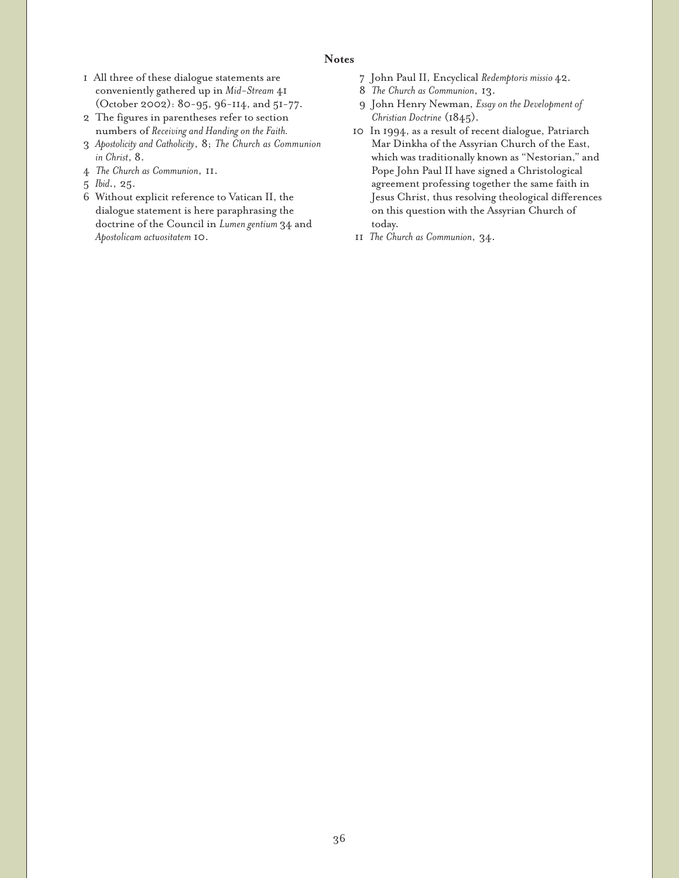## Notes

1. All three of these dialogue statements are conveniently gathered up in *Mid-Stream* 41 (October 2002): 80-95, 96-114, and 51-77.
2. The figures in parentheses refer to section numbers of *Receiving and Handing on the Faith.*
3. *Apostolicity and Catholicity*, 8; *The Church as Communion in Christ*, 8.
4. *The Church as Communion*, 11.
5. *Ibid.*, 25.
6. Without explicit reference to Vatican II, the dialogue statement is here paraphrasing the doctrine of the Council in *Lumen gentium* 34 and *Apostolicam actuositatem* 10.
7. John Paul II, Encyclical *Redemptoris missio* 42.
8. *The Church as Communion*, 13.
9. John Henry Newman, *Essay on the Development of Christian Doctrine* (1845).
10. In 1994, as a result of recent dialogue, Patriarch Mar Dinkha of the Assyrian Church of the East, which was traditionally known as "Nestorian," and Pope John Paul II have signed a Christological agreement professing together the same faith in Jesus Christ, thus resolving theological differences on this question with the Assyrian Church of today.
11. *The Church as Communion*, 34.